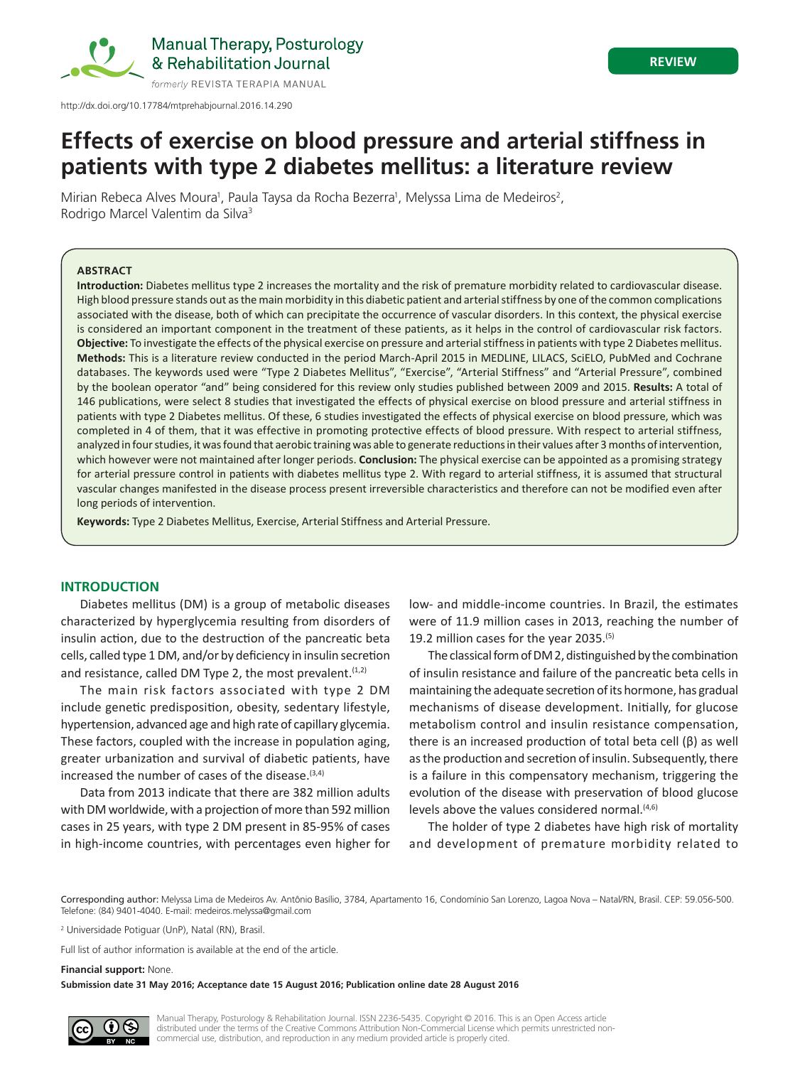http://dx.doi.org/10.17784/mtprehabjournal.2016.14.290

REVIEW

# Effects of exercise on blood pressure and arterial stiffness in patients with type 2 diabetes mellitus: a literature review

Mirian Rebeca Alves Moura[1], Paula Taysa da Rocha Bezerra[1], Melyssa Lima de Medeiros[2], Rodrigo Marcel Valentim da Silva[3]

## ABSTRACT

**Introduction:** Diabetes mellitus type 2 increases the mortality and the risk of premature morbidity related to cardiovascular disease. High blood pressure stands out as the main morbidity in this diabetic patient and arterial stiffness by one of the common complications associated with the disease, both of which can precipitate the occurrence of vascular disorders. In this context, the physical exercise is considered an important component in the treatment of these patients, as it helps in the control of cardiovascular risk factors. **Objective:** To investigate the effects of the physical exercise on pressure and arterial stiffness in patients with type 2 Diabetes mellitus. **Methods:** This is a literature review conducted in the period March-April 2015 in MEDLINE, LILACS, SciELO, PubMed and Cochrane databases. The keywords used were "Type 2 Diabetes Mellitus", "Exercise", "Arterial Stiffness" and "Arterial Pressure", combined by the boolean operator "and" being considered for this review only studies published between 2009 and 2015. **Results:** A total of 146 publications, were select 8 studies that investigated the effects of physical exercise on blood pressure and arterial stiffness in patients with type 2 Diabetes mellitus. Of these, 6 studies investigated the effects of physical exercise on blood pressure, which was completed in 4 of them, that it was effective in promoting protective effects of blood pressure. With respect to arterial stiffness, analyzed in four studies, it was found that aerobic training was able to generate reductions in their values after 3 months of intervention, which however were not maintained after longer periods. **Conclusion:** The physical exercise can be appointed as a promising strategy for arterial pressure control in patients with diabetes mellitus type 2. With regard to arterial stiffness, it is assumed that structural vascular changes manifested in the disease process present irreversible characteristics and therefore can not be modified even after long periods of intervention.

**Keywords:** Type 2 Diabetes Mellitus, Exercise, Arterial Stiffness and Arterial Pressure.

## INTRODUCTION

Diabetes mellitus (DM) is a group of metabolic diseases characterized by hyperglycemia resulting from disorders of insulin action, due to the destruction of the pancreatic beta cells, called type 1 DM, and/or by deficiency in insulin secretion and resistance, called DM Type 2, the most prevalent.[1,2]

The main risk factors associated with type 2 DM include genetic predisposition, obesity, sedentary lifestyle, hypertension, advanced age and high rate of capillary glycemia. These factors, coupled with the increase in population aging, greater urbanization and survival of diabetic patients, have increased the number of cases of the disease.[3,4]

Data from 2013 indicate that there are 382 million adults with DM worldwide, with a projection of more than 592 million cases in 25 years, with type 2 DM present in 85-95% of cases in high-income countries, with percentages even higher for low- and middle-income countries. In Brazil, the estimates were of 11.9 million cases in 2013, reaching the number of 19.2 million cases for the year 2035.[5]

The classical form of DM 2, distinguished by the combination of insulin resistance and failure of the pancreatic beta cells in maintaining the adequate secretion of its hormone, has gradual mechanisms of disease development. Initially, for glucose metabolism control and insulin resistance compensation, there is an increased production of total beta cell (β) as well as the production and secretion of insulin. Subsequently, there is a failure in this compensatory mechanism, triggering the evolution of the disease with preservation of blood glucose levels above the values considered normal.[4,6]

The holder of type 2 diabetes have high risk of mortality and development of premature morbidity related to

Corresponding author: Melyssa Lima de Medeiros Av. Antônio Basílio, 3784, Apartamento 16, Condomínio San Lorenzo, Lagoa Nova – Natal/RN, Brasil. CEP: 59.056-500. Telefone: (84) 9401-4040. E-mail: medeiros.melyssa@gmail.com

[2] Universidade Potiguar (UnP), Natal (RN), Brasil.

Full list of author information is available at the end of the article.

**Financial support:** None.

**Submission date 31 May 2016; Acceptance date 15 August 2016; Publication online date 28 August 2016**

Manual Therapy, Posturology & Rehabilitation Journal. ISSN 2236-5435. Copyright © 2016. This is an Open Access article distributed under the terms of the Creative Commons Attribution Non-Commercial License which permits unrestricted non-commercial use, distribution, and reproduction in any medium provided article is properly cited.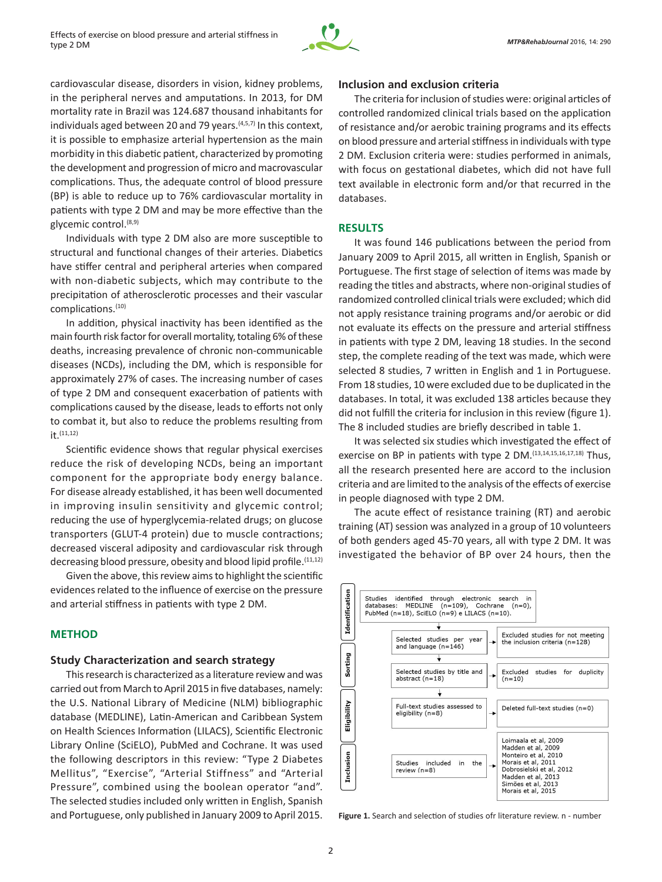cardiovascular disease, disorders in vision, kidney problems, in the peripheral nerves and amputations. In 2013, for DM mortality rate in Brazil was 124.687 thousand inhabitants for individuals aged between 20 and 79 years.[4,5,7] In this context, it is possible to emphasize arterial hypertension as the main morbidity in this diabetic patient, characterized by promoting the development and progression of micro and macrovascular complications. Thus, the adequate control of blood pressure (BP) is able to reduce up to 76% cardiovascular mortality in patients with type 2 DM and may be more effective than the glycemic control.[8,9]

Individuals with type 2 DM also are more susceptible to structural and functional changes of their arteries. Diabetics have stiffer central and peripheral arteries when compared with non-diabetic subjects, which may contribute to the precipitation of atherosclerotic processes and their vascular complications.[10]

In addition, physical inactivity has been identified as the main fourth risk factor for overall mortality, totaling 6% of these deaths, increasing prevalence of chronic non-communicable diseases (NCDs), including the DM, which is responsible for approximately 27% of cases. The increasing number of cases of type 2 DM and consequent exacerbation of patients with complications caused by the disease, leads to efforts not only to combat it, but also to reduce the problems resulting from it.[11,12]

Scientific evidence shows that regular physical exercises reduce the risk of developing NCDs, being an important component for the appropriate body energy balance. For disease already established, it has been well documented in improving insulin sensitivity and glycemic control; reducing the use of hyperglycemia-related drugs; on glucose transporters (GLUT-4 protein) due to muscle contractions; decreased visceral adiposity and cardiovascular risk through decreasing blood pressure, obesity and blood lipid profile.[11,12]

Given the above, this review aims to highlight the scientific evidences related to the influence of exercise on the pressure and arterial stiffness in patients with type 2 DM.

## METHOD

### Study Characterization and search strategy

This research is characterized as a literature review and was carried out from March to April 2015 in five databases, namely: the U.S. National Library of Medicine (NLM) bibliographic database (MEDLINE), Latin-American and Caribbean System on Health Sciences Information (LILACS), Scientific Electronic Library Online (SciELO), PubMed and Cochrane. It was used the following descriptors in this review: "Type 2 Diabetes Mellitus", "Exercise", "Arterial Stiffness" and "Arterial Pressure", combined using the boolean operator "and". The selected studies included only written in English, Spanish and Portuguese, only published in January 2009 to April 2015.

### Inclusion and exclusion criteria

The criteria for inclusion of studies were: original articles of controlled randomized clinical trials based on the application of resistance and/or aerobic training programs and its effects on blood pressure and arterial stiffness in individuals with type 2 DM. Exclusion criteria were: studies performed in animals, with focus on gestational diabetes, which did not have full text available in electronic form and/or that recurred in the databases.

## RESULTS

It was found 146 publications between the period from January 2009 to April 2015, all written in English, Spanish or Portuguese. The first stage of selection of items was made by reading the titles and abstracts, where non-original studies of randomized controlled clinical trials were excluded; which did not apply resistance training programs and/or aerobic or did not evaluate its effects on the pressure and arterial stiffness in patients with type 2 DM, leaving 18 studies. In the second step, the complete reading of the text was made, which were selected 8 studies, 7 written in English and 1 in Portuguese. From 18 studies, 10 were excluded due to be duplicated in the databases. In total, it was excluded 138 articles because they did not fulfill the criteria for inclusion in this review (figure 1). The 8 included studies are briefly described in table 1.

It was selected six studies which investigated the effect of exercise on BP in patients with type 2 DM.[13,14,15,16,17,18] Thus, all the research presented here are accord to the inclusion criteria and are limited to the analysis of the effects of exercise in people diagnosed with type 2 DM.

The acute effect of resistance training (RT) and aerobic training (AT) session was analyzed in a group of 10 volunteers of both genders aged 45-70 years, all with type 2 DM. It was investigated the behavior of BP over 24 hours, then the

**Identification**
- Studies identified through electronic search in databases: MEDLINE (n=109), Cochrane (n=0), PubMed (n=18), SciELO (n=9) e LILACS (n=10).
- Selected studies per year and language (n=146) → Excluded studies for not meeting the inclusion criteria (n=128)

**Sorting**
- Selected studies by title and abstract (n=18) → Excluded studies for duplicity (n=10)

**Eligibility**
- Full-text studies assessed to eligibility (n=8) → Deleted full-text studies (n=0)

**Inclusion**
- Studies included in the review (n=8) → Loimaala et al, 2009; Madden et al, 2009; Monteiro et al, 2010; Morais et al, 2011; Dobrosielski et al, 2012; Madden et al, 2013; Simões et al, 2013; Morais et al, 2015

**Figure 1.** Search and selection of studies ofr literature review. n - number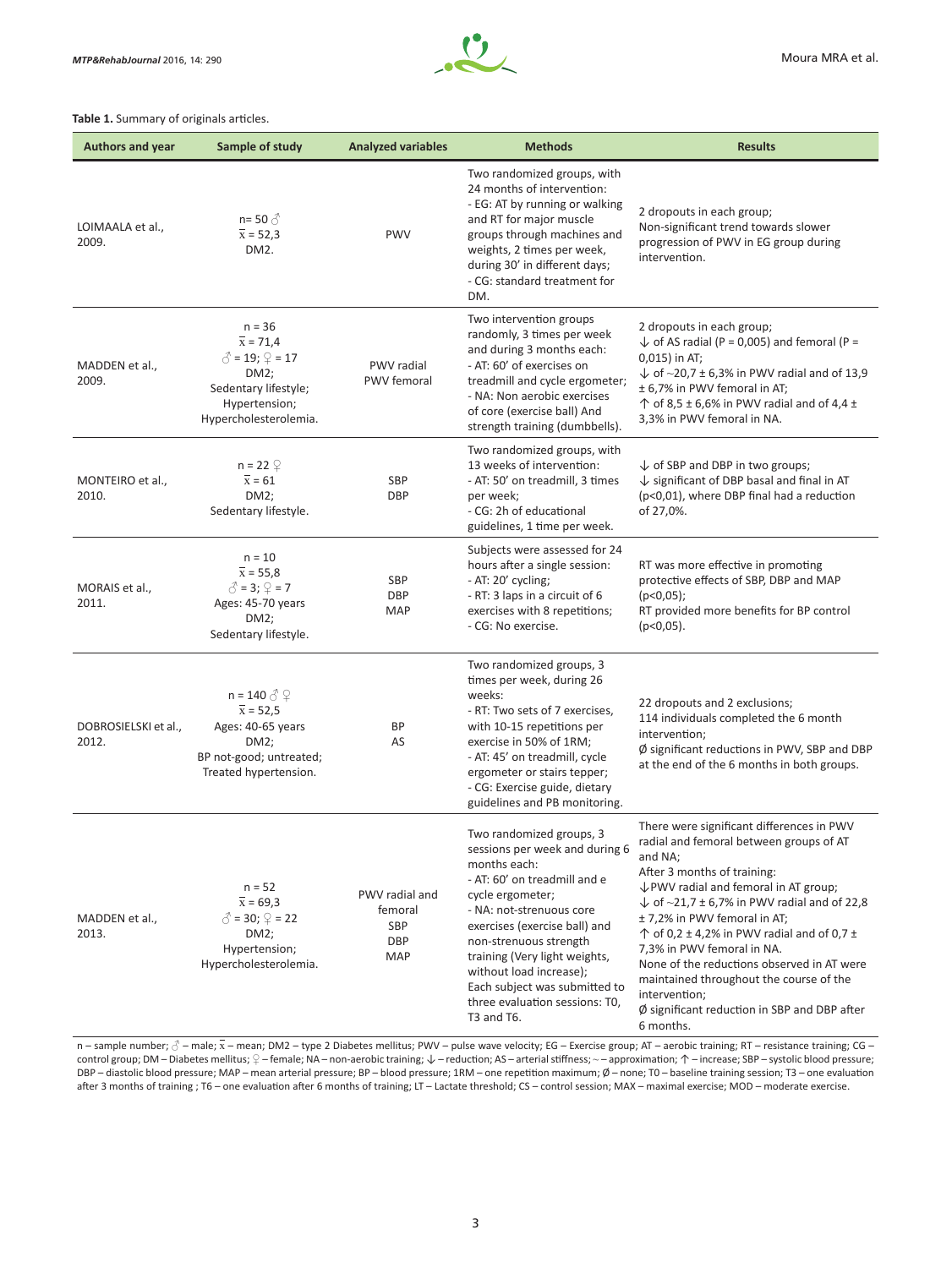**Table 1.** Summary of originals articles.

| Authors and year | Sample of study | Analyzed variables | Methods | Results |
|---|---|---|---|---|
| LOIMAALA et al., 2009. | n= 50 ♂<br>x̄ = 52,3<br>DM2. | PWV | Two randomized groups, with 24 months of intervention:<br>- EG: AT by running or walking and RT for major muscle groups through machines and weights, 2 times per week, during 30' in different days;<br>- CG: standard treatment for DM. | 2 dropouts in each group;<br>Non-significant trend towards slower progression of PWV in EG group during intervention. |
| MADDEN et al., 2009. | n = 36<br>x̄ = 71,4<br>♂ = 19; ♀ = 17<br>DM2;<br>Sedentary lifestyle;<br>Hypertension;<br>Hypercholesterolemia. | PWV radial<br>PWV femoral | Two intervention groups randomly, 3 times per week and during 3 months each:<br>- AT: 60' of exercises on treadmill and cycle ergometer;<br>- NA: Non aerobic exercises of core (exercise ball) And strength training (dumbbells). | 2 dropouts in each group;<br>↓ of AS radial (P = 0,005) and femoral (P = 0,015) in AT;<br>↓ of ~20,7 ± 6,3% in PWV radial and of 13,9 ± 6,7% in PWV femoral in AT;<br>↑ of 8,5 ± 6,6% in PWV radial and of 4,4 ± 3,3% in PWV femoral in NA. |
| MONTEIRO et al., 2010. | n = 22 ♀<br>x̄ = 61<br>DM2;<br>Sedentary lifestyle. | SBP<br>DBP | Two randomized groups, with 13 weeks of intervention:<br>- AT: 50' on treadmill, 3 times per week;<br>- CG: 2h of educational guidelines, 1 time per week. | ↓ of SBP and DBP in two groups;<br>↓ significant of DBP basal and final in AT (p<0,01), where DBP final had a reduction of 27,0%. |
| MORAIS et al., 2011. | n = 10<br>x̄ = 55,8<br>♂ = 3; ♀ = 7<br>Ages: 45-70 years<br>DM2;<br>Sedentary lifestyle. | SBP<br>DBP<br>MAP | Subjects were assessed for 24 hours after a single session:<br>- AT: 20' cycling;<br>- RT: 3 laps in a circuit of 6 exercises with 8 repetitions;<br>- CG: No exercise. | RT was more effective in promoting protective effects of SBP, DBP and MAP (p<0,05);<br>RT provided more benefits for BP control (p<0,05). |
| DOBROSIELSKI et al., 2012. | n = 140 ♂ ♀<br>x̄ = 52,5<br>Ages: 40-65 years<br>DM2;<br>BP not-good; untreated;<br>Treated hypertension. | BP<br>AS | Two randomized groups, 3 times per week, during 26 weeks:<br>- RT: Two sets of 7 exercises, with 10-15 repetitions per exercise in 50% of 1RM;<br>- AT: 45' on treadmill, cycle ergometer or stairs tepper;<br>- CG: Exercise guide, dietary guidelines and PB monitoring. | 22 dropouts and 2 exclusions;<br>114 individuals completed the 6 month intervention;<br>Ø significant reductions in PWV, SBP and DBP at the end of the 6 months in both groups. |
| MADDEN et al., 2013. | n = 52<br>x̄ = 69,3<br>♂ = 30; ♀ = 22<br>DM2;<br>Hypertension;<br>Hypercholesterolemia. | PWV radial and femoral<br>SBP<br>DBP<br>MAP | Two randomized groups, 3 sessions per week and during 6 months each:<br>- AT: 60' on treadmill and e cycle ergometer;<br>- NA: not-strenuous core exercises (exercise ball) and non-strenuous strength training (Very light weights, without load increase);<br>Each subject was submitted to three evaluation sessions: T0, T3 and T6. | There were significant differences in PWV radial and femoral between groups of AT and NA;<br>After 3 months of training:<br>↓PWV radial and femoral in AT group;<br>↓ of ~21,7 ± 6,7% in PWV radial and of 22,8 ± 7,2% in PWV femoral in AT;<br>↑ of 0,2 ± 4,2% in PWV radial and of 0,7 ± 7,3% in PWV femoral in NA.<br>None of the reductions observed in AT were maintained throughout the course of the intervention;<br>Ø significant reduction in SBP and DBP after 6 months. |

n – sample number; ♂ – male; x̄ – mean; DM2 – type 2 Diabetes mellitus; PWV – pulse wave velocity; EG – Exercise group; AT – aerobic training; RT – resistance training; CG – control group; DM – Diabetes mellitus; ♀ – female; NA – non-aerobic training; ↓ – reduction; AS – arterial stiffness; ~ – approximation; ↑ – increase; SBP – systolic blood pressure; DBP – diastolic blood pressure; MAP – mean arterial pressure; BP – blood pressure; 1RM – one repetition maximum; Ø – none; T0 – baseline training session; T3 – one evaluation after 3 months of training ; T6 – one evaluation after 6 months of training; LT – Lactate threshold; CS – control session; MAX – maximal exercise; MOD – moderate exercise.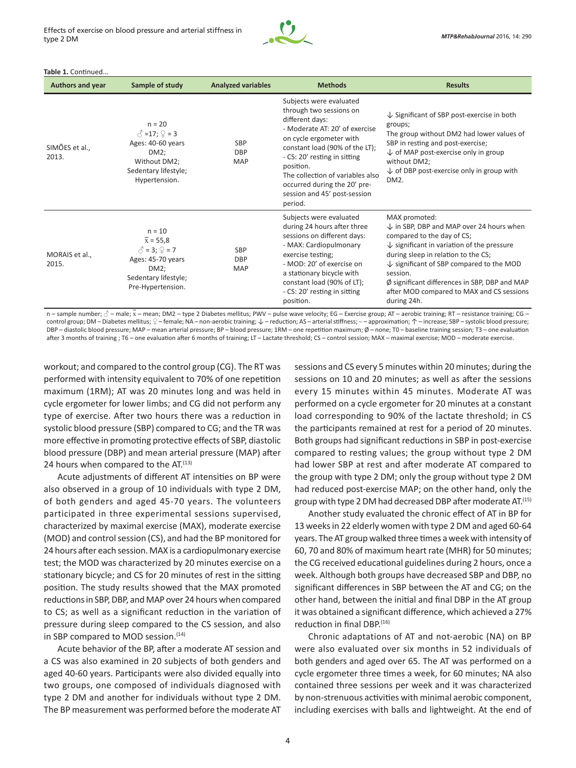**Table 1.** Continued...

| Authors and year | Sample of study | Analyzed variables | Methods | Results |
|---|---|---|---|---|
| SIMÕES et al., 2013. | n = 20<br>♂ =17; ♀ = 3<br>Ages: 40-60 years<br>DM2;<br>Without DM2;<br>Sedentary lifestyle;<br>Hypertension. | SBP<br>DBP<br>MAP | Subjects were evaluated through two sessions on different days:<br>- Moderate AT: 20' of exercise on cycle ergometer with constant load (90% of the LT);<br>- CS: 20' resting in sitting position.<br>The collection of variables also occurred during the 20' pre-session and 45' post-session period. | ↓ Significant of SBP post-exercise in both groups;<br>The group without DM2 had lower values of SBP in resting and post-exercise;<br>↓ of MAP post-exercise only in group without DM2;<br>↓ of DBP post-exercise only in group with DM2. |
| MORAIS et al., 2015. | n = 10<br>$\bar{x}$ = 55,8<br>♂ = 3; ♀ = 7<br>Ages: 45-70 years<br>DM2;<br>Sedentary lifestyle;<br>Pre-Hypertension. | SBP<br>DBP<br>MAP | Subjects were evaluated during 24 hours after three sessions on different days:<br>- MAX: Cardiopulmonary exercise testing;<br>- MOD: 20' of exercise on a stationary bicycle with constant load (90% of LT);<br>- CS: 20' resting in sitting position. | MAX promoted:<br>↓ in SBP, DBP and MAP over 24 hours when compared to the day of CS;<br>↓ significant in variation of the pressure during sleep in relation to the CS;<br>↓ significant of SBP compared to the MOD session.<br>Ø significant differences in SBP, DBP and MAP after MOD compared to MAX and CS sessions during 24h. |

n – sample number; ♂ – male; $\bar{x}$ – mean; DM2 – type 2 Diabetes mellitus; PWV – pulse wave velocity; EG – Exercise group; AT – aerobic training; RT – resistance training; CG – control group; DM – Diabetes mellitus; ♀ – female; NA – non-aerobic training; ↓ – reduction; AS – arterial stiffness; ~ – approximation; ↑ – increase; SBP – systolic blood pressure; DBP – diastolic blood pressure; MAP – mean arterial pressure; BP – blood pressure; 1RM – one repetition maximum; Ø – none; T0 – baseline training session; T3 – one evaluation after 3 months of training ; T6 – one evaluation after 6 months of training; LT – Lactate threshold; CS – control session; MAX – maximal exercise; MOD – moderate exercise.

workout; and compared to the control group (CG). The RT was performed with intensity equivalent to 70% of one repetition maximum (1RM); AT was 20 minutes long and was held in cycle ergometer for lower limbs; and CG did not perform any type of exercise. After two hours there was a reduction in systolic blood pressure (SBP) compared to CG; and the TR was more effective in promoting protective effects of SBP, diastolic blood pressure (DBP) and mean arterial pressure (MAP) after 24 hours when compared to the AT.[13]

Acute adjustments of different AT intensities on BP were also observed in a group of 10 individuals with type 2 DM, of both genders and aged 45-70 years. The volunteers participated in three experimental sessions supervised, characterized by maximal exercise (MAX), moderate exercise (MOD) and control session (CS), and had the BP monitored for 24 hours after each session. MAX is a cardiopulmonary exercise test; the MOD was characterized by 20 minutes exercise on a stationary bicycle; and CS for 20 minutes of rest in the sitting position. The study results showed that the MAX promoted reductions in SBP, DBP, and MAP over 24 hours when compared to CS; as well as a significant reduction in the variation of pressure during sleep compared to the CS session, and also in SBP compared to MOD session.[14]

Acute behavior of the BP, after a moderate AT session and a CS was also examined in 20 subjects of both genders and aged 40-60 years. Participants were also divided equally into two groups, one composed of individuals diagnosed with type 2 DM and another for individuals without type 2 DM. The BP measurement was performed before the moderate AT sessions and CS every 5 minutes within 20 minutes; during the sessions on 10 and 20 minutes; as well as after the sessions every 15 minutes within 45 minutes. Moderate AT was performed on a cycle ergometer for 20 minutes at a constant load corresponding to 90% of the lactate threshold; in CS the participants remained at rest for a period of 20 minutes. Both groups had significant reductions in SBP in post-exercise compared to resting values; the group without type 2 DM had lower SBP at rest and after moderate AT compared to the group with type 2 DM; only the group without type 2 DM had reduced post-exercise MAP; on the other hand, only the group with type 2 DM had decreased DBP after moderate AT.[15]

Another study evaluated the chronic effect of AT in BP for 13 weeks in 22 elderly women with type 2 DM and aged 60-64 years. The AT group walked three times a week with intensity of 60, 70 and 80% of maximum heart rate (MHR) for 50 minutes; the CG received educational guidelines during 2 hours, once a week. Although both groups have decreased SBP and DBP, no significant differences in SBP between the AT and CG; on the other hand, between the initial and final DBP in the AT group it was obtained a significant difference, which achieved a 27% reduction in final DBP.[16]

Chronic adaptations of AT and not-aerobic (NA) on BP were also evaluated over six months in 52 individuals of both genders and aged over 65. The AT was performed on a cycle ergometer three times a week, for 60 minutes; NA also contained three sessions per week and it was characterized by non-strenuous activities with minimal aerobic component, including exercises with balls and lightweight. At the end of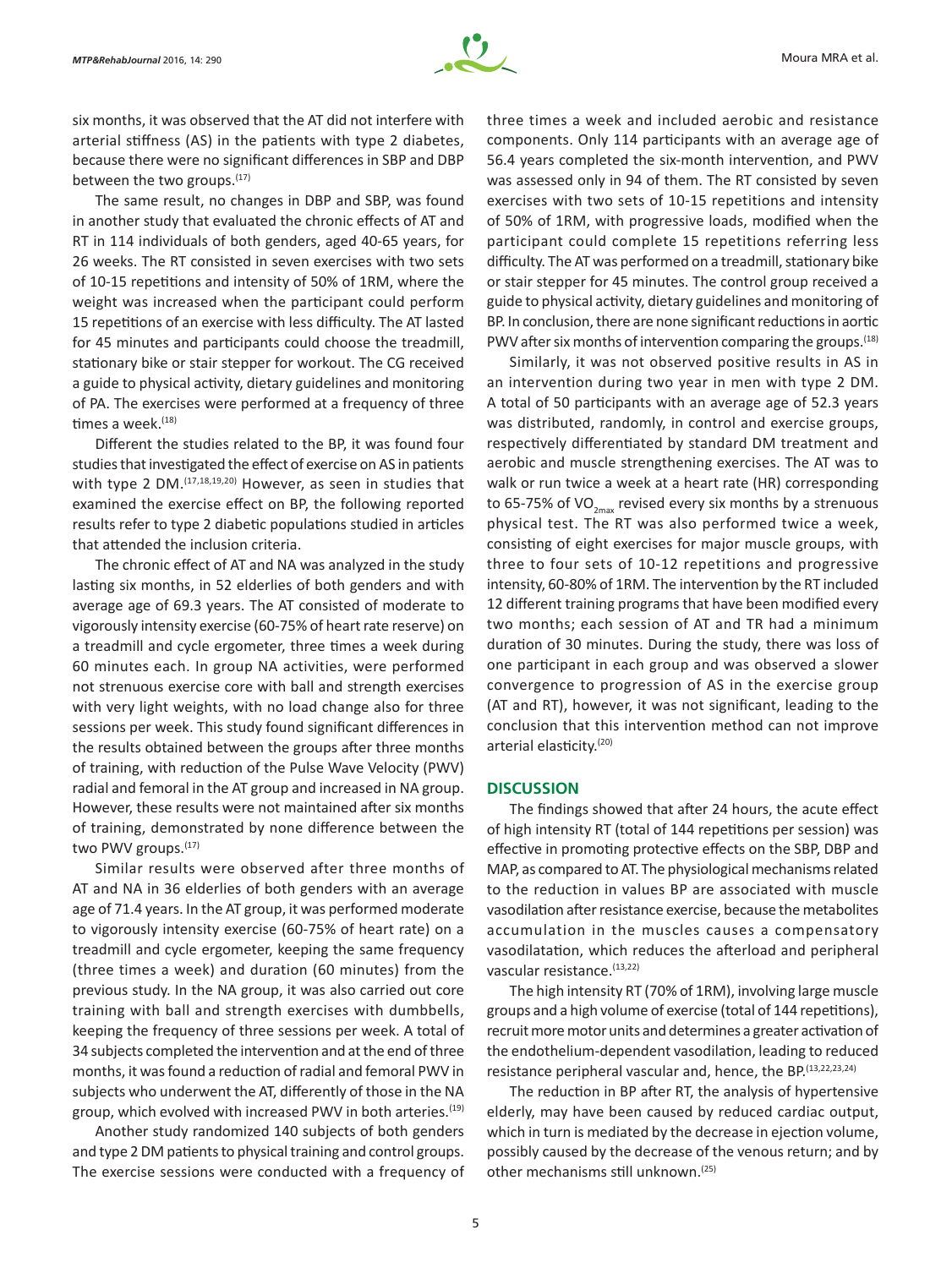six months, it was observed that the AT did not interfere with arterial stiffness (AS) in the patients with type 2 diabetes, because there were no significant differences in SBP and DBP between the two groups.[17]

The same result, no changes in DBP and SBP, was found in another study that evaluated the chronic effects of AT and RT in 114 individuals of both genders, aged 40-65 years, for 26 weeks. The RT consisted in seven exercises with two sets of 10-15 repetitions and intensity of 50% of 1RM, where the weight was increased when the participant could perform 15 repetitions of an exercise with less difficulty. The AT lasted for 45 minutes and participants could choose the treadmill, stationary bike or stair stepper for workout. The CG received a guide to physical activity, dietary guidelines and monitoring of PA. The exercises were performed at a frequency of three times a week.[18]

Different the studies related to the BP, it was found four studies that investigated the effect of exercise on AS in patients with type 2 DM.[17,18,19,20] However, as seen in studies that examined the exercise effect on BP, the following reported results refer to type 2 diabetic populations studied in articles that attended the inclusion criteria.

The chronic effect of AT and NA was analyzed in the study lasting six months, in 52 elderlies of both genders and with average age of 69.3 years. The AT consisted of moderate to vigorously intensity exercise (60-75% of heart rate reserve) on a treadmill and cycle ergometer, three times a week during 60 minutes each. In group NA activities, were performed not strenuous exercise core with ball and strength exercises with very light weights, with no load change also for three sessions per week. This study found significant differences in the results obtained between the groups after three months of training, with reduction of the Pulse Wave Velocity (PWV) radial and femoral in the AT group and increased in NA group. However, these results were not maintained after six months of training, demonstrated by none difference between the two PWV groups.[17]

Similar results were observed after three months of AT and NA in 36 elderlies of both genders with an average age of 71.4 years. In the AT group, it was performed moderate to vigorously intensity exercise (60-75% of heart rate) on a treadmill and cycle ergometer, keeping the same frequency (three times a week) and duration (60 minutes) from the previous study. In the NA group, it was also carried out core training with ball and strength exercises with dumbbells, keeping the frequency of three sessions per week. A total of 34 subjects completed the intervention and at the end of three months, it was found a reduction of radial and femoral PWV in subjects who underwent the AT, differently of those in the NA group, which evolved with increased PWV in both arteries.[19]

Another study randomized 140 subjects of both genders and type 2 DM patients to physical training and control groups. The exercise sessions were conducted with a frequency of three times a week and included aerobic and resistance components. Only 114 participants with an average age of 56.4 years completed the six-month intervention, and PWV was assessed only in 94 of them. The RT consisted by seven exercises with two sets of 10-15 repetitions and intensity of 50% of 1RM, with progressive loads, modified when the participant could complete 15 repetitions referring less difficulty. The AT was performed on a treadmill, stationary bike or stair stepper for 45 minutes. The control group received a guide to physical activity, dietary guidelines and monitoring of BP. In conclusion, there are none significant reductions in aortic PWV after six months of intervention comparing the groups.[18]

Similarly, it was not observed positive results in AS in an intervention during two year in men with type 2 DM. A total of 50 participants with an average age of 52.3 years was distributed, randomly, in control and exercise groups, respectively differentiated by standard DM treatment and aerobic and muscle strengthening exercises. The AT was to walk or run twice a week at a heart rate (HR) corresponding to 65-75% of $VO_{2max}$ revised every six months by a strenuous physical test. The RT was also performed twice a week, consisting of eight exercises for major muscle groups, with three to four sets of 10-12 repetitions and progressive intensity, 60-80% of 1RM. The intervention by the RT included 12 different training programs that have been modified every two months; each session of AT and TR had a minimum duration of 30 minutes. During the study, there was loss of one participant in each group and was observed a slower convergence to progression of AS in the exercise group (AT and RT), however, it was not significant, leading to the conclusion that this intervention method can not improve arterial elasticity.[20]

## DISCUSSION

The findings showed that after 24 hours, the acute effect of high intensity RT (total of 144 repetitions per session) was effective in promoting protective effects on the SBP, DBP and MAP, as compared to AT. The physiological mechanisms related to the reduction in values BP are associated with muscle vasodilation after resistance exercise, because the metabolites accumulation in the muscles causes a compensatory vasodilatation, which reduces the afterload and peripheral vascular resistance.[13,22]

The high intensity RT (70% of 1RM), involving large muscle groups and a high volume of exercise (total of 144 repetitions), recruit more motor units and determines a greater activation of the endothelium-dependent vasodilation, leading to reduced resistance peripheral vascular and, hence, the BP.[13,22,23,24]

The reduction in BP after RT, the analysis of hypertensive elderly, may have been caused by reduced cardiac output, which in turn is mediated by the decrease in ejection volume, possibly caused by the decrease of the venous return; and by other mechanisms still unknown.[25]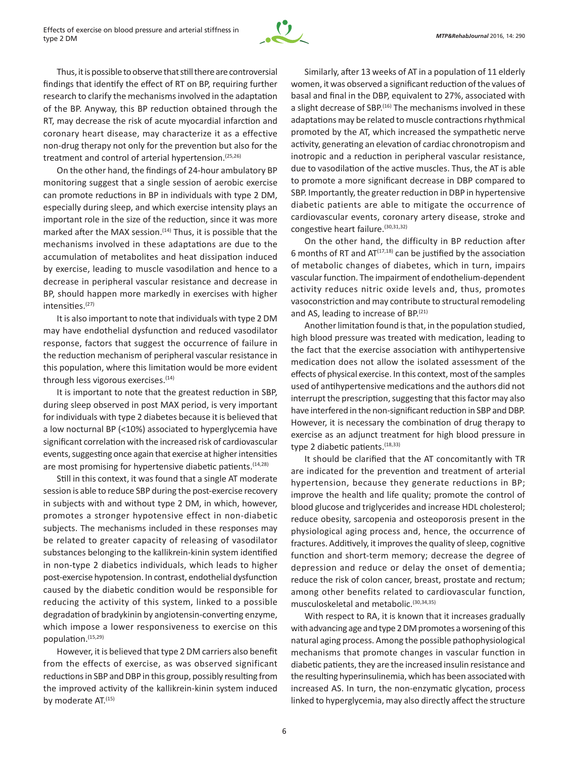Thus, it is possible to observe that still there are controversial findings that identify the effect of RT on BP, requiring further research to clarify the mechanisms involved in the adaptation of the BP. Anyway, this BP reduction obtained through the RT, may decrease the risk of acute myocardial infarction and coronary heart disease, may characterize it as a effective non-drug therapy not only for the prevention but also for the treatment and control of arterial hypertension.[25,26]

On the other hand, the findings of 24-hour ambulatory BP monitoring suggest that a single session of aerobic exercise can promote reductions in BP in individuals with type 2 DM, especially during sleep, and which exercise intensity plays an important role in the size of the reduction, since it was more marked after the MAX session.[14] Thus, it is possible that the mechanisms involved in these adaptations are due to the accumulation of metabolites and heat dissipation induced by exercise, leading to muscle vasodilation and hence to a decrease in peripheral vascular resistance and decrease in BP, should happen more markedly in exercises with higher intensities.[27]

It is also important to note that individuals with type 2 DM may have endothelial dysfunction and reduced vasodilator response, factors that suggest the occurrence of failure in the reduction mechanism of peripheral vascular resistance in this population, where this limitation would be more evident through less vigorous exercises.[14]

It is important to note that the greatest reduction in SBP, during sleep observed in post MAX period, is very important for individuals with type 2 diabetes because it is believed that a low nocturnal BP (<10%) associated to hyperglycemia have significant correlation with the increased risk of cardiovascular events, suggesting once again that exercise at higher intensities are most promising for hypertensive diabetic patients.[14,28]

Still in this context, it was found that a single AT moderate session is able to reduce SBP during the post-exercise recovery in subjects with and without type 2 DM, in which, however, promotes a stronger hypotensive effect in non-diabetic subjects. The mechanisms included in these responses may be related to greater capacity of releasing of vasodilator substances belonging to the kallikrein-kinin system identified in non-type 2 diabetics individuals, which leads to higher post-exercise hypotension. In contrast, endothelial dysfunction caused by the diabetic condition would be responsible for reducing the activity of this system, linked to a possible degradation of bradykinin by angiotensin-converting enzyme, which impose a lower responsiveness to exercise on this population.[15,29]

However, it is believed that type 2 DM carriers also benefit from the effects of exercise, as was observed significant reductions in SBP and DBP in this group, possibly resulting from the improved activity of the kallikrein-kinin system induced by moderate AT.[15]

Similarly, after 13 weeks of AT in a population of 11 elderly women, it was observed a significant reduction of the values of basal and final in the DBP, equivalent to 27%, associated with a slight decrease of SBP.[16] The mechanisms involved in these adaptations may be related to muscle contractions rhythmical promoted by the AT, which increased the sympathetic nerve activity, generating an elevation of cardiac chronotropism and inotropic and a reduction in peripheral vascular resistance, due to vasodilation of the active muscles. Thus, the AT is able to promote a more significant decrease in DBP compared to SBP. Importantly, the greater reduction in DBP in hypertensive diabetic patients are able to mitigate the occurrence of cardiovascular events, coronary artery disease, stroke and congestive heart failure.[30,31,32]

On the other hand, the difficulty in BP reduction after 6 months of RT and AT[17,18] can be justified by the association of metabolic changes of diabetes, which in turn, impairs vascular function. The impairment of endothelium-dependent activity reduces nitric oxide levels and, thus, promotes vasoconstriction and may contribute to structural remodeling and AS, leading to increase of BP.[21]

Another limitation found is that, in the population studied, high blood pressure was treated with medication, leading to the fact that the exercise association with antihypertensive medication does not allow the isolated assessment of the effects of physical exercise. In this context, most of the samples used of antihypertensive medications and the authors did not interrupt the prescription, suggesting that this factor may also have interfered in the non-significant reduction in SBP and DBP. However, it is necessary the combination of drug therapy to exercise as an adjunct treatment for high blood pressure in type 2 diabetic patients.[18,33]

It should be clarified that the AT concomitantly with TR are indicated for the prevention and treatment of arterial hypertension, because they generate reductions in BP; improve the health and life quality; promote the control of blood glucose and triglycerides and increase HDL cholesterol; reduce obesity, sarcopenia and osteoporosis present in the physiological aging process and, hence, the occurrence of fractures. Additively, it improves the quality of sleep, cognitive function and short-term memory; decrease the degree of depression and reduce or delay the onset of dementia; reduce the risk of colon cancer, breast, prostate and rectum; among other benefits related to cardiovascular function, musculoskeletal and metabolic.[30,34,35]

With respect to RA, it is known that it increases gradually with advancing age and type 2 DM promotes a worsening of this natural aging process. Among the possible pathophysiological mechanisms that promote changes in vascular function in diabetic patients, they are the increased insulin resistance and the resulting hyperinsulinemia, which has been associated with increased AS. In turn, the non-enzymatic glycation, process linked to hyperglycemia, may also directly affect the structure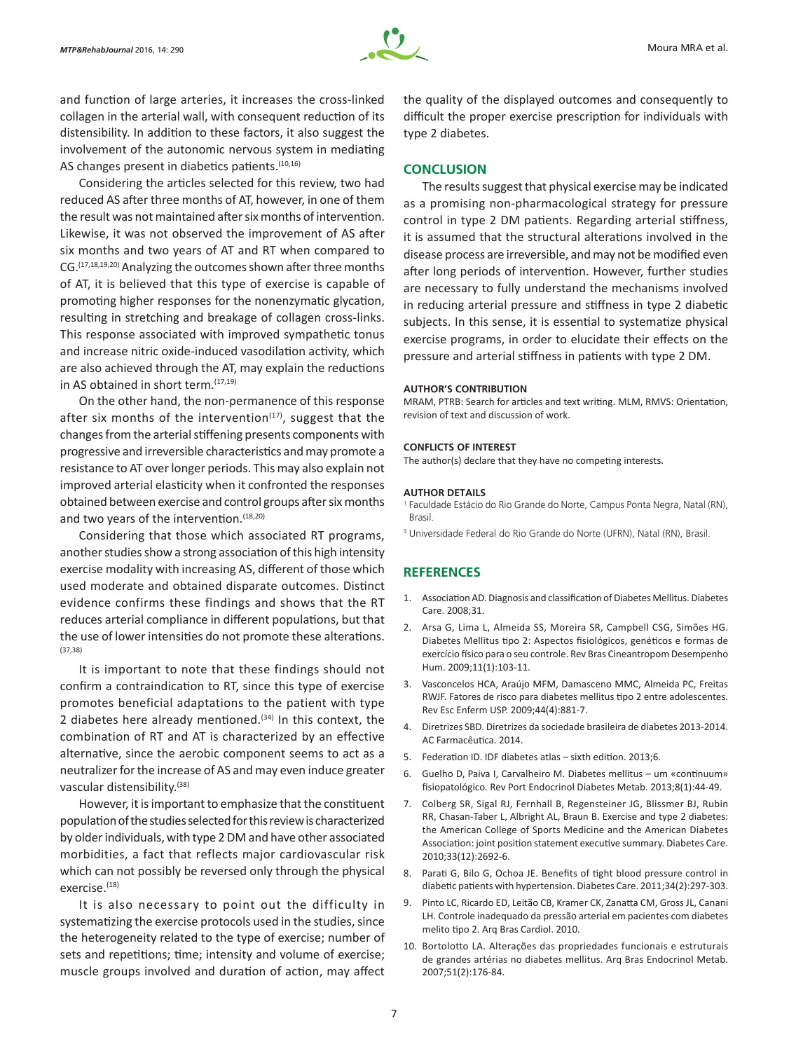and function of large arteries, it increases the cross-linked collagen in the arterial wall, with consequent reduction of its distensibility. In addition to these factors, it also suggest the involvement of the autonomic nervous system in mediating AS changes present in diabetics patients.[10,16]

Considering the articles selected for this review, two had reduced AS after three months of AT, however, in one of them the result was not maintained after six months of intervention. Likewise, it was not observed the improvement of AS after six months and two years of AT and RT when compared to CG.[17,18,19,20] Analyzing the outcomes shown after three months of AT, it is believed that this type of exercise is capable of promoting higher responses for the nonenzymatic glycation, resulting in stretching and breakage of collagen cross-links. This response associated with improved sympathetic tonus and increase nitric oxide-induced vasodilation activity, which are also achieved through the AT, may explain the reductions in AS obtained in short term.[17,19]

On the other hand, the non-permanence of this response after six months of the intervention[17], suggest that the changes from the arterial stiffening presents components with progressive and irreversible characteristics and may promote a resistance to AT over longer periods. This may also explain not improved arterial elasticity when it confronted the responses obtained between exercise and control groups after six months and two years of the intervention.[18,20]

Considering that those which associated RT programs, another studies show a strong association of this high intensity exercise modality with increasing AS, different of those which used moderate and obtained disparate outcomes. Distinct evidence confirms these findings and shows that the RT reduces arterial compliance in different populations, but that the use of lower intensities do not promote these alterations.[37,38]

It is important to note that these findings should not confirm a contraindication to RT, since this type of exercise promotes beneficial adaptations to the patient with type 2 diabetes here already mentioned.[34] In this context, the combination of RT and AT is characterized by an effective alternative, since the aerobic component seems to act as a neutralizer for the increase of AS and may even induce greater vascular distensibility.[38]

However, it is important to emphasize that the constituent population of the studies selected for this review is characterized by older individuals, with type 2 DM and have other associated morbidities, a fact that reflects major cardiovascular risk which can not possibly be reversed only through the physical exercise.[18]

It is also necessary to point out the difficulty in systematizing the exercise protocols used in the studies, since the heterogeneity related to the type of exercise; number of sets and repetitions; time; intensity and volume of exercise; muscle groups involved and duration of action, may affect the quality of the displayed outcomes and consequently to difficult the proper exercise prescription for individuals with type 2 diabetes.

## CONCLUSION

The results suggest that physical exercise may be indicated as a promising non-pharmacological strategy for pressure control in type 2 DM patients. Regarding arterial stiffness, it is assumed that the structural alterations involved in the disease process are irreversible, and may not be modified even after long periods of intervention. However, further studies are necessary to fully understand the mechanisms involved in reducing arterial pressure and stiffness in type 2 diabetic subjects. In this sense, it is essential to systematize physical exercise programs, in order to elucidate their effects on the pressure and arterial stiffness in patients with type 2 DM.

**AUTHOR'S CONTRIBUTION**

MRAM, PTRB: Search for articles and text writing. MLM, RMVS: Orientation, revision of text and discussion of work.

**CONFLICTS OF INTEREST**

The author(s) declare that they have no competing interests.

**AUTHOR DETAILS**

[1] Faculdade Estácio do Rio Grande do Norte, Campus Ponta Negra, Natal (RN), Brasil.

[3] Universidade Federal do Rio Grande do Norte (UFRN), Natal (RN), Brasil.

## REFERENCES

1. Association AD. Diagnosis and classification of Diabetes Mellitus. Diabetes Care. 2008;31.
2. Arsa G, Lima L, Almeida SS, Moreira SR, Campbell CSG, Simões HG. Diabetes Mellitus tipo 2: Aspectos fisiológicos, genéticos e formas de exercício físico para o seu controle. Rev Bras Cineantropom Desempenho Hum. 2009;11(1):103-11.
3. Vasconcelos HCA, Araújo MFM, Damasceno MMC, Almeida PC, Freitas RWJF. Fatores de risco para diabetes mellitus tipo 2 entre adolescentes. Rev Esc Enferm USP. 2009;44(4):881-7.
4. Diretrizes SBD. Diretrizes da sociedade brasileira de diabetes 2013-2014. AC Farmacêutica. 2014.
5. Federation ID. IDF diabetes atlas – sixth edition. 2013;6.
6. Guelho D, Paiva I, Carvalheiro M. Diabetes mellitus – um «continuum» fisiopatológico. Rev Port Endocrinol Diabetes Metab. 2013;8(1):44-49.
7. Colberg SR, Sigal RJ, Fernhall B, Regensteiner JG, Blissmer BJ, Rubin RR, Chasan-Taber L, Albright AL, Braun B. Exercise and type 2 diabetes: the American College of Sports Medicine and the American Diabetes Association: joint position statement executive summary. Diabetes Care. 2010;33(12):2692-6.
8. Parati G, Bilo G, Ochoa JE. Benefits of tight blood pressure control in diabetic patients with hypertension. Diabetes Care. 2011;34(2):297-303.
9. Pinto LC, Ricardo ED, Leitão CB, Kramer CK, Zanatta CM, Gross JL, Canani LH. Controle inadequado da pressão arterial em pacientes com diabetes melito tipo 2. Arq Bras Cardiol. 2010.
10. Bortolotto LA. Alterações das propriedades funcionais e estruturais de grandes artérias no diabetes mellitus. Arq Bras Endocrinol Metab. 2007;51(2):176-84.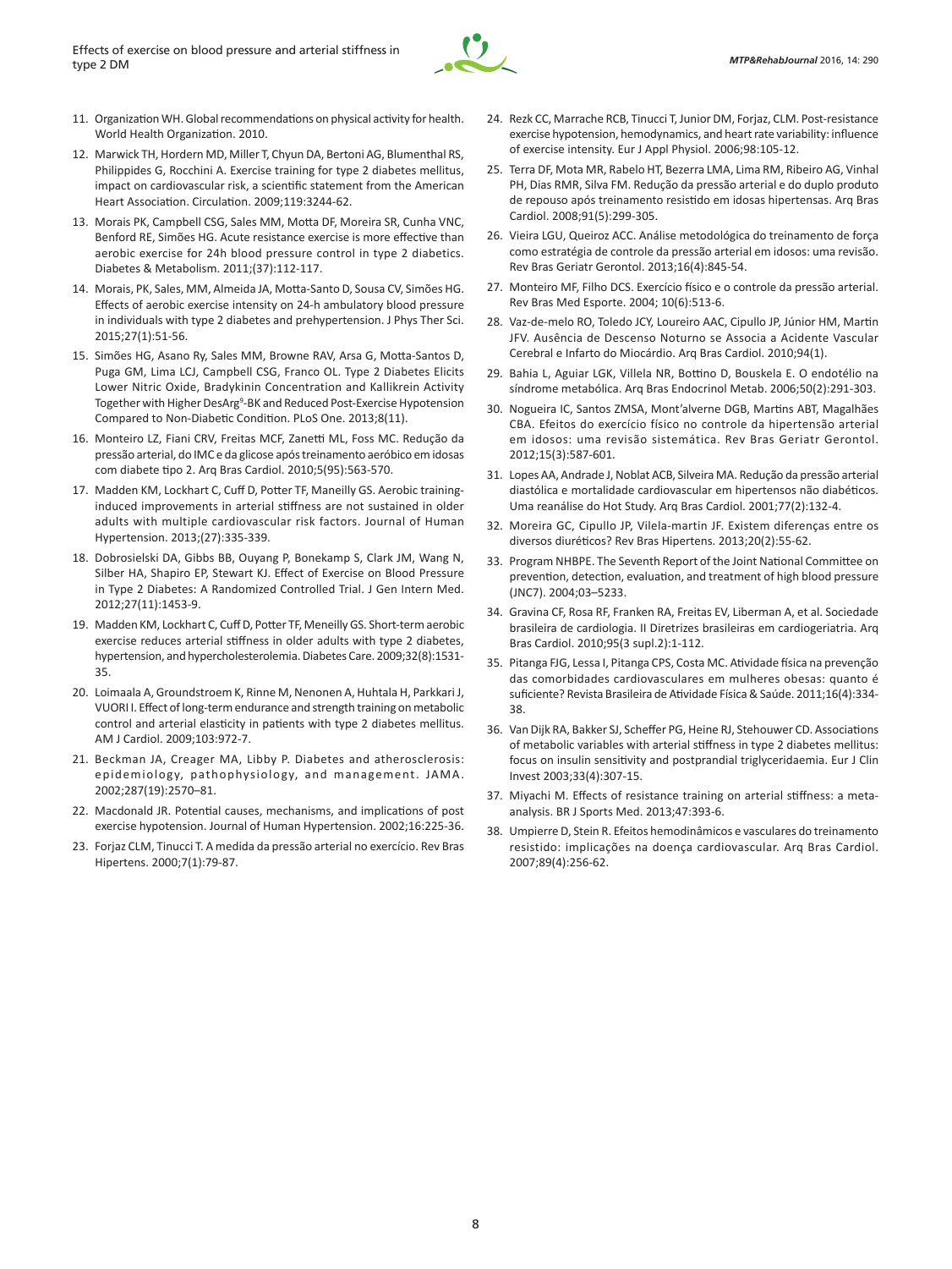11. Organization WH. Global recommendations on physical activity for health. World Health Organization. 2010.
12. Marwick TH, Hordern MD, Miller T, Chyun DA, Bertoni AG, Blumenthal RS, Philippides G, Rocchini A. Exercise training for type 2 diabetes mellitus, impact on cardiovascular risk, a scientific statement from the American Heart Association. Circulation. 2009;119:3244-62.
13. Morais PK, Campbell CSG, Sales MM, Motta DF, Moreira SR, Cunha VNC, Benford RE, Simões HG. Acute resistance exercise is more effective than aerobic exercise for 24h blood pressure control in type 2 diabetics. Diabetes & Metabolism. 2011;(37):112-117.
14. Morais, PK, Sales, MM, Almeida JA, Motta-Santo D, Sousa CV, Simões HG. Effects of aerobic exercise intensity on 24-h ambulatory blood pressure in individuals with type 2 diabetes and prehypertension. J Phys Ther Sci. 2015;27(1):51-56.
15. Simões HG, Asano Ry, Sales MM, Browne RAV, Arsa G, Motta-Santos D, Puga GM, Lima LCJ, Campbell CSG, Franco OL. Type 2 Diabetes Elicits Lower Nitric Oxide, Bradykinin Concentration and Kallikrein Activity Together with Higher DesArg$^{9}$-BK and Reduced Post-Exercise Hypotension Compared to Non-Diabetic Condition. PLoS One. 2013;8(11).
16. Monteiro LZ, Fiani CRV, Freitas MCF, Zanetti ML, Foss MC. Redução da pressão arterial, do IMC e da glicose após treinamento aeróbico em idosas com diabete tipo 2. Arq Bras Cardiol. 2010;5(95):563-570.
17. Madden KM, Lockhart C, Cuff D, Potter TF, Maneilly GS. Aerobic training-induced improvements in arterial stiffness are not sustained in older adults with multiple cardiovascular risk factors. Journal of Human Hypertension. 2013;(27):335-339.
18. Dobrosielski DA, Gibbs BB, Ouyang P, Bonekamp S, Clark JM, Wang N, Silber HA, Shapiro EP, Stewart KJ. Effect of Exercise on Blood Pressure in Type 2 Diabetes: A Randomized Controlled Trial. J Gen Intern Med. 2012;27(11):1453-9.
19. Madden KM, Lockhart C, Cuff D, Potter TF, Meneilly GS. Short-term aerobic exercise reduces arterial stiffness in older adults with type 2 diabetes, hypertension, and hypercholesterolemia. Diabetes Care. 2009;32(8):1531-35.
20. Loimaala A, Groundstroem K, Rinne M, Nenonen A, Huhtala H, Parkkari J, VUORI I. Effect of long-term endurance and strength training on metabolic control and arterial elasticity in patients with type 2 diabetes mellitus. AM J Cardiol. 2009;103:972-7.
21. Beckman JA, Creager MA, Libby P. Diabetes and atherosclerosis: epidemiology, pathophysiology, and management. JAMA. 2002;287(19):2570–81.
22. Macdonald JR. Potential causes, mechanisms, and implications of post exercise hypotension. Journal of Human Hypertension. 2002;16:225-36.
23. Forjaz CLM, Tinucci T. A medida da pressão arterial no exercício. Rev Bras Hipertens. 2000;7(1):79-87.
24. Rezk CC, Marrache RCB, Tinucci T, Junior DM, Forjaz, CLM. Post-resistance exercise hypotension, hemodynamics, and heart rate variability: influence of exercise intensity. Eur J Appl Physiol. 2006;98:105-12.
25. Terra DF, Mota MR, Rabelo HT, Bezerra LMA, Lima RM, Ribeiro AG, Vinhal PH, Dias RMR, Silva FM. Redução da pressão arterial e do duplo produto de repouso após treinamento resistido em idosas hipertensas. Arq Bras Cardiol. 2008;91(5):299-305.
26. Vieira LGU, Queiroz ACC. Análise metodológica do treinamento de força como estratégia de controle da pressão arterial em idosos: uma revisão. Rev Bras Geriatr Gerontol. 2013;16(4):845-54.
27. Monteiro MF, Filho DCS. Exercício físico e o controle da pressão arterial. Rev Bras Med Esporte. 2004; 10(6):513-6.
28. Vaz-de-melo RO, Toledo JCY, Loureiro AAC, Cipullo JP, Júnior HM, Martin JFV. Ausência de Descenso Noturno se Associa a Acidente Vascular Cerebral e Infarto do Miocárdio. Arq Bras Cardiol. 2010;94(1).
29. Bahia L, Aguiar LGK, Villela NR, Bottino D, Bouskela E. O endotélio na síndrome metabólica. Arq Bras Endocrinol Metab. 2006;50(2):291-303.
30. Nogueira IC, Santos ZMSA, Mont'alverne DGB, Martins ABT, Magalhães CBA. Efeitos do exercício físico no controle da hipertensão arterial em idosos: uma revisão sistemática. Rev Bras Geriatr Gerontol. 2012;15(3):587-601.
31. Lopes AA, Andrade J, Noblat ACB, Silveira MA. Redução da pressão arterial diastólica e mortalidade cardiovascular em hipertensos não diabéticos. Uma reanálise do Hot Study. Arq Bras Cardiol. 2001;77(2):132-4.
32. Moreira GC, Cipullo JP, Vilela-martin JF. Existem diferenças entre os diversos diuréticos? Rev Bras Hipertens. 2013;20(2):55-62.
33. Program NHBPE. The Seventh Report of the Joint National Committee on prevention, detection, evaluation, and treatment of high blood pressure (JNC7). 2004;03–5233.
34. Gravina CF, Rosa RF, Franken RA, Freitas EV, Liberman A, et al. Sociedade brasileira de cardiologia. II Diretrizes brasileiras em cardiogeriatria. Arq Bras Cardiol. 2010;95(3 supl.2):1-112.
35. Pitanga FJG, Lessa I, Pitanga CPS, Costa MC. Atividade física na prevenção das comorbidades cardiovasculares em mulheres obesas: quanto é suficiente? Revista Brasileira de Atividade Física & Saúde. 2011;16(4):334-38.
36. Van Dijk RA, Bakker SJ, Scheffer PG, Heine RJ, Stehouwer CD. Associations of metabolic variables with arterial stiffness in type 2 diabetes mellitus: focus on insulin sensitivity and postprandial triglyceridaemia. Eur J Clin Invest 2003;33(4):307-15.
37. Miyachi M. Effects of resistance training on arterial stiffness: a meta-analysis. BR J Sports Med. 2013;47:393-6.
38. Umpierre D, Stein R. Efeitos hemodinâmicos e vasculares do treinamento resistido: implicações na doença cardiovascular. Arq Bras Cardiol. 2007;89(4):256-62.